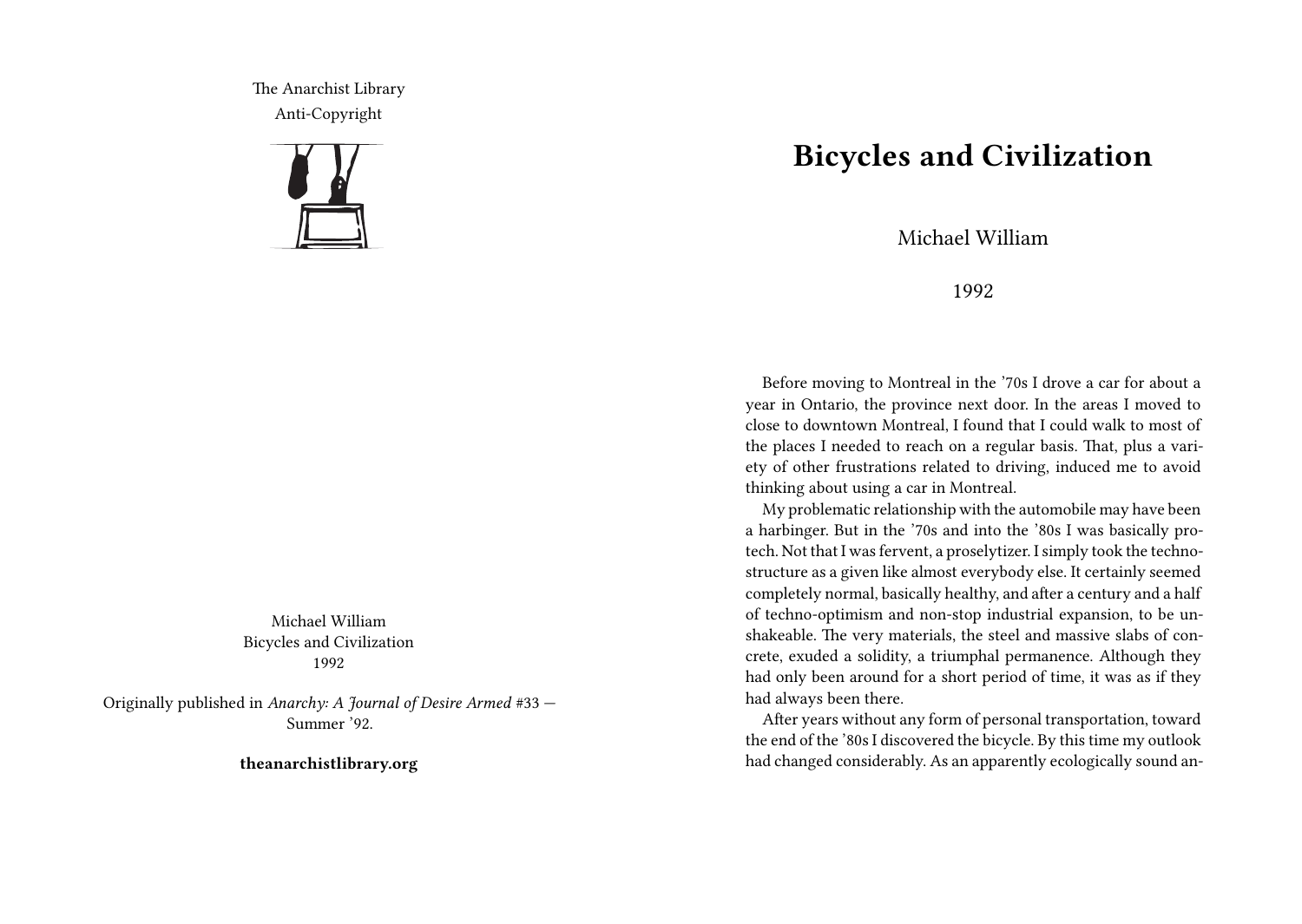The Anarchist Library
Anti-Copyright

Michael William
Bicycles and Civilization
1992

Originally published in *Anarchy: A Journal of Desire Armed* #33 — Summer '92.

**theanarchistlibrary.org**

# Bicycles and Civilization

Michael William

1992

Before moving to Montreal in the '70s I drove a car for about a year in Ontario, the province next door. In the areas I moved to close to downtown Montreal, I found that I could walk to most of the places I needed to reach on a regular basis. That, plus a variety of other frustrations related to driving, induced me to avoid thinking about using a car in Montreal.

My problematic relationship with the automobile may have been a harbinger. But in the '70s and into the '80s I was basically pro-tech. Not that I was fervent, a proselytizer. I simply took the techno-structure as a given like almost everybody else. It certainly seemed completely normal, basically healthy, and after a century and a half of techno-optimism and non-stop industrial expansion, to be unshakeable. The very materials, the steel and massive slabs of concrete, exuded a solidity, a triumphal permanence. Although they had only been around for a short period of time, it was as if they had always been there.

After years without any form of personal transportation, toward the end of the '80s I discovered the bicycle. By this time my outlook had changed considerably. As an apparently ecologically sound an-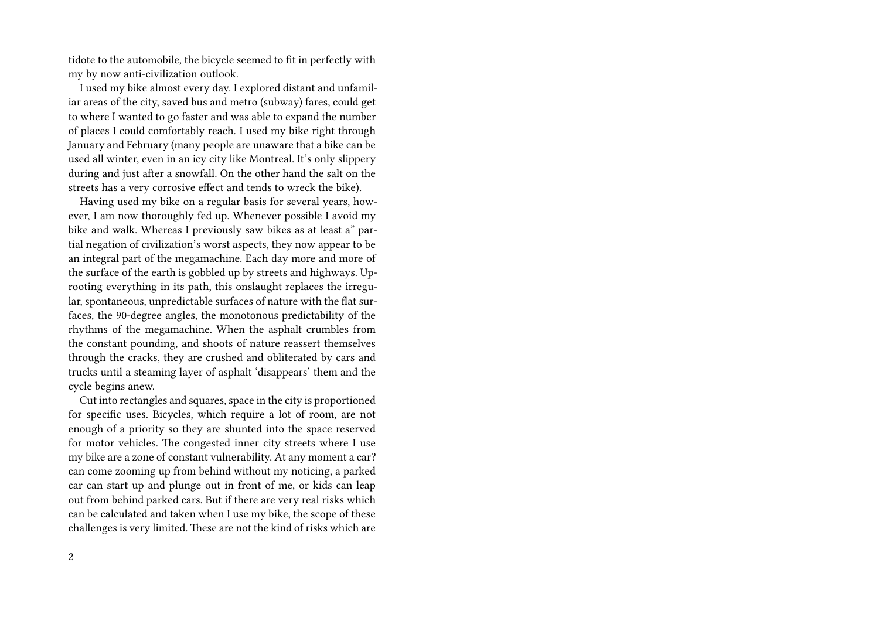tidote to the automobile, the bicycle seemed to fit in perfectly with my by now anti-civilization outlook.

I used my bike almost every day. I explored distant and unfamiliar areas of the city, saved bus and metro (subway) fares, could get to where I wanted to go faster and was able to expand the number of places I could comfortably reach. I used my bike right through January and February (many people are unaware that a bike can be used all winter, even in an icy city like Montreal. It's only slippery during and just after a snowfall. On the other hand the salt on the streets has a very corrosive effect and tends to wreck the bike).

Having used my bike on a regular basis for several years, however, I am now thoroughly fed up. Whenever possible I avoid my bike and walk. Whereas I previously saw bikes as at least a" partial negation of civilization's worst aspects, they now appear to be an integral part of the megamachine. Each day more and more of the surface of the earth is gobbled up by streets and highways. Uprooting everything in its path, this onslaught replaces the irregular, spontaneous, unpredictable surfaces of nature with the flat surfaces, the 90-degree angles, the monotonous predictability of the rhythms of the megamachine. When the asphalt crumbles from the constant pounding, and shoots of nature reassert themselves through the cracks, they are crushed and obliterated by cars and trucks until a steaming layer of asphalt 'disappears' them and the cycle begins anew.

Cut into rectangles and squares, space in the city is proportioned for specific uses. Bicycles, which require a lot of room, are not enough of a priority so they are shunted into the space reserved for motor vehicles. The congested inner city streets where I use my bike are a zone of constant vulnerability. At any moment a car? can come zooming up from behind without my noticing, a parked car can start up and plunge out in front of me, or kids can leap out from behind parked cars. But if there are very real risks which can be calculated and taken when I use my bike, the scope of these challenges is very limited. These are not the kind of risks which are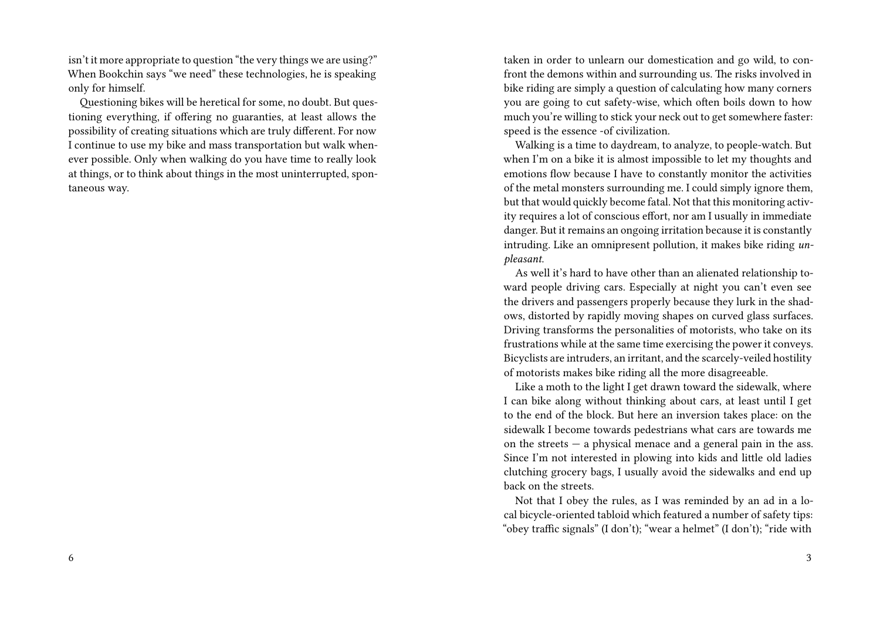isn't it more appropriate to question "the very things we are using?" When Bookchin says "we need" these technologies, he is speaking only for himself.

Questioning bikes will be heretical for some, no doubt. But questioning everything, if offering no guaranties, at least allows the possibility of creating situations which are truly different. For now I continue to use my bike and mass transportation but walk whenever possible. Only when walking do you have time to really look at things, or to think about things in the most uninterrupted, spontaneous way.

taken in order to unlearn our domestication and go wild, to confront the demons within and surrounding us. The risks involved in bike riding are simply a question of calculating how many corners you are going to cut safety-wise, which often boils down to how much you're willing to stick your neck out to get somewhere faster: speed is the essence -of civilization.

Walking is a time to daydream, to analyze, to people-watch. But when I'm on a bike it is almost impossible to let my thoughts and emotions flow because I have to constantly monitor the activities of the metal monsters surrounding me. I could simply ignore them, but that would quickly become fatal. Not that this monitoring activity requires a lot of conscious effort, nor am I usually in immediate danger. But it remains an ongoing irritation because it is constantly intruding. Like an omnipresent pollution, it makes bike riding *unpleasant.*

As well it's hard to have other than an alienated relationship toward people driving cars. Especially at night you can't even see the drivers and passengers properly because they lurk in the shadows, distorted by rapidly moving shapes on curved glass surfaces. Driving transforms the personalities of motorists, who take on its frustrations while at the same time exercising the power it conveys. Bicyclists are intruders, an irritant, and the scarcely-veiled hostility of motorists makes bike riding all the more disagreeable.

Like a moth to the light I get drawn toward the sidewalk, where I can bike along without thinking about cars, at least until I get to the end of the block. But here an inversion takes place: on the sidewalk I become towards pedestrians what cars are towards me on the streets — a physical menace and a general pain in the ass. Since I'm not interested in plowing into kids and little old ladies clutching grocery bags, I usually avoid the sidewalks and end up back on the streets.

Not that I obey the rules, as I was reminded by an ad in a local bicycle-oriented tabloid which featured a number of safety tips: "obey traffic signals" (I don't); "wear a helmet" (I don't); "ride with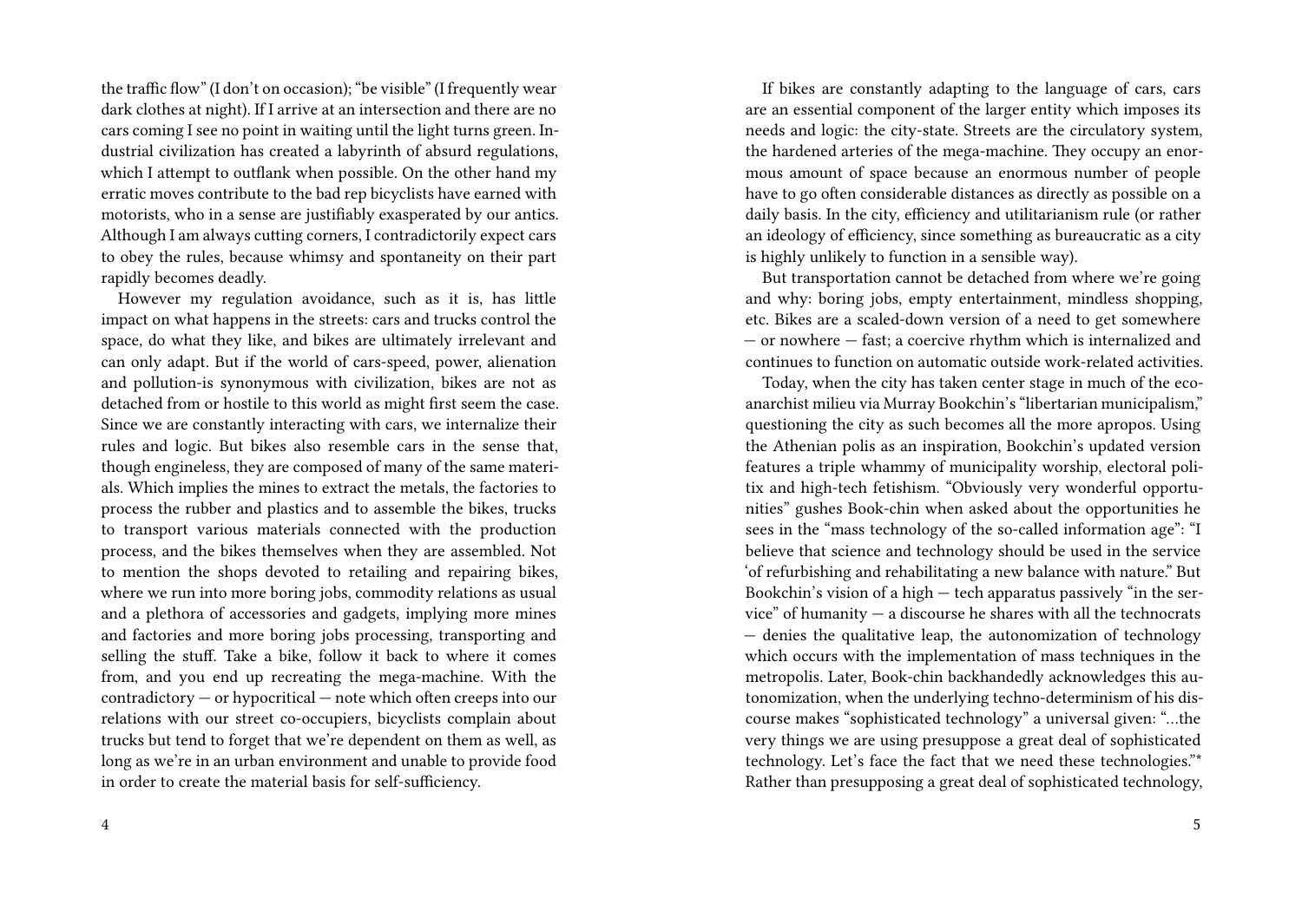the traffic flow" (I don't on occasion); "be visible" (I frequently wear dark clothes at night). If I arrive at an intersection and there are no cars coming I see no point in waiting until the light turns green. Industrial civilization has created a labyrinth of absurd regulations, which I attempt to outflank when possible. On the other hand my erratic moves contribute to the bad rep bicyclists have earned with motorists, who in a sense are justifiably exasperated by our antics. Although I am always cutting corners, I contradictorily expect cars to obey the rules, because whimsy and spontaneity on their part rapidly becomes deadly.

However my regulation avoidance, such as it is, has little impact on what happens in the streets: cars and trucks control the space, do what they like, and bikes are ultimately irrelevant and can only adapt. But if the world of cars-speed, power, alienation and pollution-is synonymous with civilization, bikes are not as detached from or hostile to this world as might first seem the case. Since we are constantly interacting with cars, we internalize their rules and logic. But bikes also resemble cars in the sense that, though engineless, they are composed of many of the same materials. Which implies the mines to extract the metals, the factories to process the rubber and plastics and to assemble the bikes, trucks to transport various materials connected with the production process, and the bikes themselves when they are assembled. Not to mention the shops devoted to retailing and repairing bikes, where we run into more boring jobs, commodity relations as usual and a plethora of accessories and gadgets, implying more mines and factories and more boring jobs processing, transporting and selling the stuff. Take a bike, follow it back to where it comes from, and you end up recreating the mega-machine. With the contradictory — or hypocritical — note which often creeps into our relations with our street co-occupiers, bicyclists complain about trucks but tend to forget that we're dependent on them as well, as long as we're in an urban environment and unable to provide food in order to create the material basis for self-sufficiency.

If bikes are constantly adapting to the language of cars, cars are an essential component of the larger entity which imposes its needs and logic: the city-state. Streets are the circulatory system, the hardened arteries of the mega-machine. They occupy an enormous amount of space because an enormous number of people have to go often considerable distances as directly as possible on a daily basis. In the city, efficiency and utilitarianism rule (or rather an ideology of efficiency, since something as bureaucratic as a city is highly unlikely to function in a sensible way).

But transportation cannot be detached from where we're going and why: boring jobs, empty entertainment, mindless shopping, etc. Bikes are a scaled-down version of a need to get somewhere — or nowhere — fast; a coercive rhythm which is internalized and continues to function on automatic outside work-related activities.

Today, when the city has taken center stage in much of the eco-anarchist milieu via Murray Bookchin's "libertarian municipalism," questioning the city as such becomes all the more apropos. Using the Athenian polis as an inspiration, Bookchin's updated version features a triple whammy of municipality worship, electoral politix and high-tech fetishism. "Obviously very wonderful opportunities" gushes Book-chin when asked about the opportunities he sees in the "mass technology of the so-called information age": "I believe that science and technology should be used in the service 'of refurbishing and rehabilitating a new balance with nature." But Bookchin's vision of a high — tech apparatus passively "in the service" of humanity — a discourse he shares with all the technocrats — denies the qualitative leap, the autonomization of technology which occurs with the implementation of mass techniques in the metropolis. Later, Book-chin backhandedly acknowledges this autonomization, when the underlying techno-determinism of his discourse makes "sophisticated technology" a universal given: "…the very things we are using presuppose a great deal of sophisticated technology. Let's face the fact that we need these technologies."* Rather than presupposing a great deal of sophisticated technology,